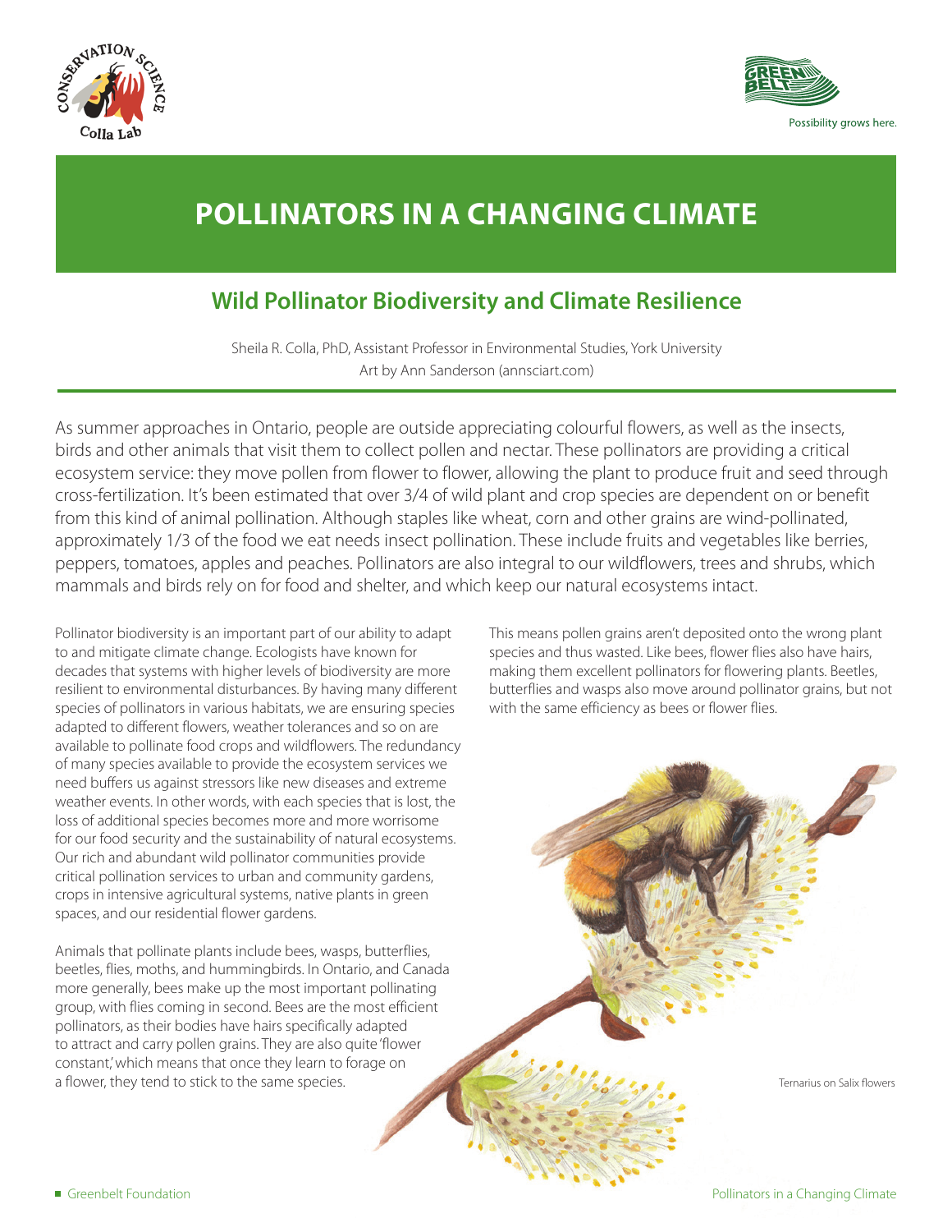# POLLINATORS IN A CHANGING CLIMATE

## Wild Pollinator Biodiversity and Climate Resilience

Sheila R. Colla, PhD, Assistant Professor in Environmental Studies, York University
Art by Ann Sanderson (annsciart.com)

As summer approaches in Ontario, people are outside appreciating colourful flowers, as well as the insects, birds and other animals that visit them to collect pollen and nectar. These pollinators are providing a critical ecosystem service: they move pollen from flower to flower, allowing the plant to produce fruit and seed through cross-fertilization. It's been estimated that over 3/4 of wild plant and crop species are dependent on or benefit from this kind of animal pollination. Although staples like wheat, corn and other grains are wind-pollinated, approximately 1/3 of the food we eat needs insect pollination. These include fruits and vegetables like berries, peppers, tomatoes, apples and peaches. Pollinators are also integral to our wildflowers, trees and shrubs, which mammals and birds rely on for food and shelter, and which keep our natural ecosystems intact.

Pollinator biodiversity is an important part of our ability to adapt to and mitigate climate change. Ecologists have known for decades that systems with higher levels of biodiversity are more resilient to environmental disturbances. By having many different species of pollinators in various habitats, we are ensuring species adapted to different flowers, weather tolerances and so on are available to pollinate food crops and wildflowers. The redundancy of many species available to provide the ecosystem services we need buffers us against stressors like new diseases and extreme weather events. In other words, with each species that is lost, the loss of additional species becomes more and more worrisome for our food security and the sustainability of natural ecosystems. Our rich and abundant wild pollinator communities provide critical pollination services to urban and community gardens, crops in intensive agricultural systems, native plants in green spaces, and our residential flower gardens.

Animals that pollinate plants include bees, wasps, butterflies, beetles, flies, moths, and hummingbirds. In Ontario, and Canada more generally, bees make up the most important pollinating group, with flies coming in second. Bees are the most efficient pollinators, as their bodies have hairs specifically adapted to attract and carry pollen grains. They are also quite 'flower constant,' which means that once they learn to forage on a flower, they tend to stick to the same species. This means pollen grains aren't deposited onto the wrong plant species and thus wasted. Like bees, flower flies also have hairs, making them excellent pollinators for flowering plants. Beetles, butterflies and wasps also move around pollinator grains, but not with the same efficiency as bees or flower flies.

Ternarius on Salix flowers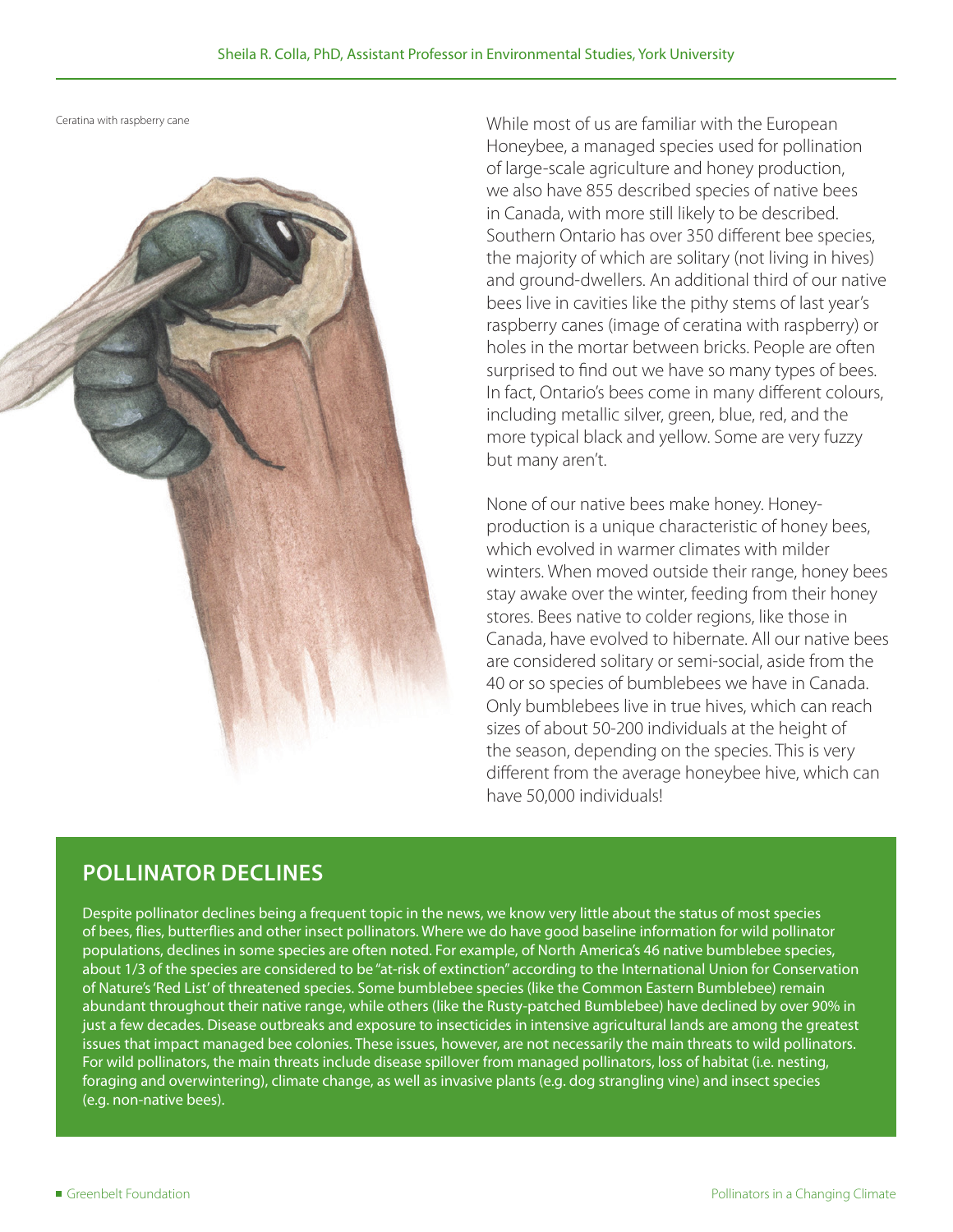Ceratina with raspberry cane

While most of us are familiar with the European Honeybee, a managed species used for pollination of large-scale agriculture and honey production, we also have 855 described species of native bees in Canada, with more still likely to be described. Southern Ontario has over 350 different bee species, the majority of which are solitary (not living in hives) and ground-dwellers. An additional third of our native bees live in cavities like the pithy stems of last year's raspberry canes (image of ceratina with raspberry) or holes in the mortar between bricks. People are often surprised to find out we have so many types of bees. In fact, Ontario's bees come in many different colours, including metallic silver, green, blue, red, and the more typical black and yellow. Some are very fuzzy but many aren't.

None of our native bees make honey. Honey-production is a unique characteristic of honey bees, which evolved in warmer climates with milder winters. When moved outside their range, honey bees stay awake over the winter, feeding from their honey stores. Bees native to colder regions, like those in Canada, have evolved to hibernate. All our native bees are considered solitary or semi-social, aside from the 40 or so species of bumblebees we have in Canada. Only bumblebees live in true hives, which can reach sizes of about 50-200 individuals at the height of the season, depending on the species. This is very different from the average honeybee hive, which can have 50,000 individuals!

## POLLINATOR DECLINES

Despite pollinator declines being a frequent topic in the news, we know very little about the status of most species of bees, flies, butterflies and other insect pollinators. Where we do have good baseline information for wild pollinator populations, declines in some species are often noted. For example, of North America's 46 native bumblebee species, about 1/3 of the species are considered to be "at-risk of extinction" according to the International Union for Conservation of Nature's 'Red List' of threatened species. Some bumblebee species (like the Common Eastern Bumblebee) remain abundant throughout their native range, while others (like the Rusty-patched Bumblebee) have declined by over 90% in just a few decades. Disease outbreaks and exposure to insecticides in intensive agricultural lands are among the greatest issues that impact managed bee colonies. These issues, however, are not necessarily the main threats to wild pollinators. For wild pollinators, the main threats include disease spillover from managed pollinators, loss of habitat (i.e. nesting, foraging and overwintering), climate change, as well as invasive plants (e.g. dog strangling vine) and insect species (e.g. non-native bees).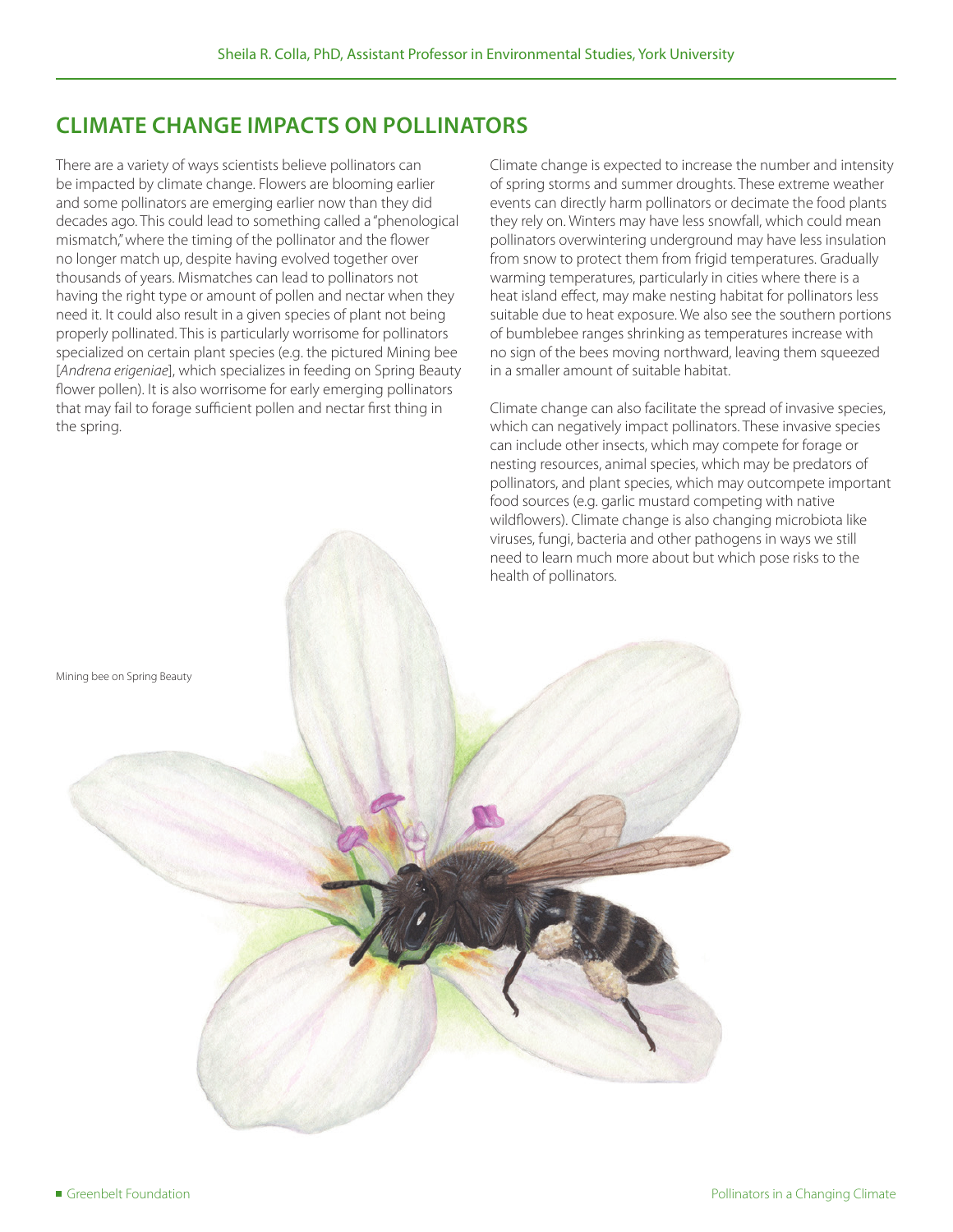## CLIMATE CHANGE IMPACTS ON POLLINATORS

There are a variety of ways scientists believe pollinators can be impacted by climate change. Flowers are blooming earlier and some pollinators are emerging earlier now than they did decades ago. This could lead to something called a "phenological mismatch," where the timing of the pollinator and the flower no longer match up, despite having evolved together over thousands of years. Mismatches can lead to pollinators not having the right type or amount of pollen and nectar when they need it. It could also result in a given species of plant not being properly pollinated. This is particularly worrisome for pollinators specialized on certain plant species (e.g. the pictured Mining bee [*Andrena erigeniae*], which specializes in feeding on Spring Beauty flower pollen). It is also worrisome for early emerging pollinators that may fail to forage sufficient pollen and nectar first thing in the spring.

Climate change is expected to increase the number and intensity of spring storms and summer droughts. These extreme weather events can directly harm pollinators or decimate the food plants they rely on. Winters may have less snowfall, which could mean pollinators overwintering underground may have less insulation from snow to protect them from frigid temperatures. Gradually warming temperatures, particularly in cities where there is a heat island effect, may make nesting habitat for pollinators less suitable due to heat exposure. We also see the southern portions of bumblebee ranges shrinking as temperatures increase with no sign of the bees moving northward, leaving them squeezed in a smaller amount of suitable habitat.

Climate change can also facilitate the spread of invasive species, which can negatively impact pollinators. These invasive species can include other insects, which may compete for forage or nesting resources, animal species, which may be predators of pollinators, and plant species, which may outcompete important food sources (e.g. garlic mustard competing with native wildflowers). Climate change is also changing microbiota like viruses, fungi, bacteria and other pathogens in ways we still need to learn much more about but which pose risks to the health of pollinators.

Mining bee on Spring Beauty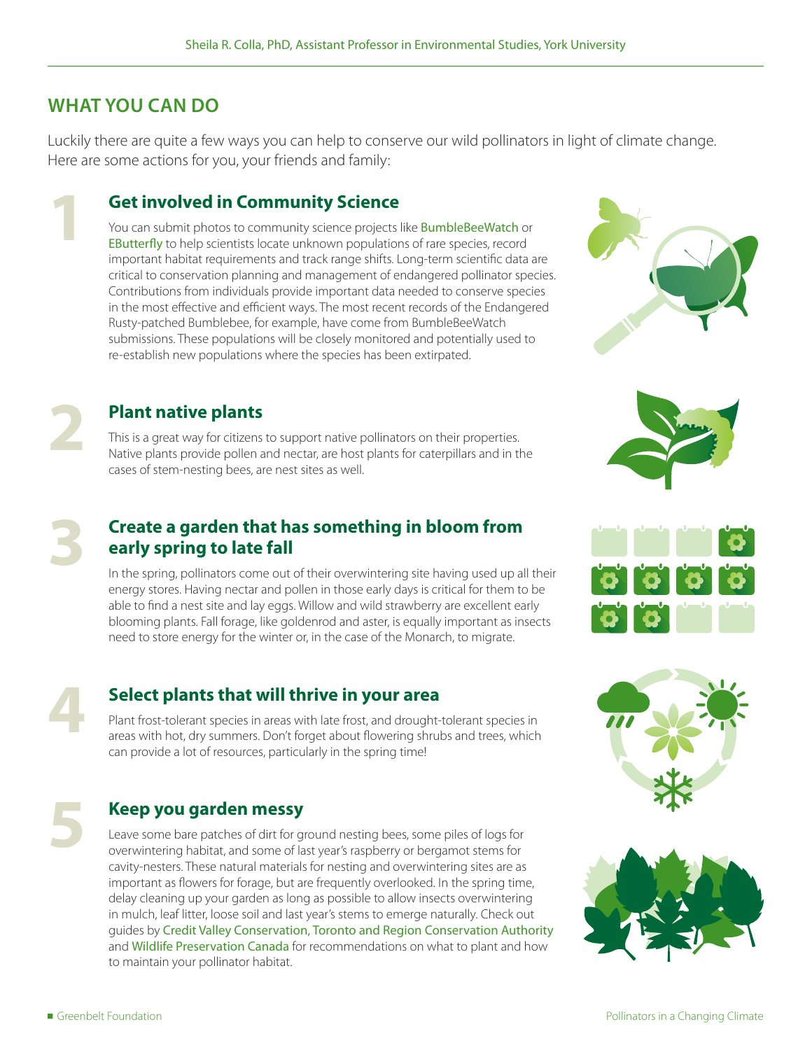## WHAT YOU CAN DO

Luckily there are quite a few ways you can help to conserve our wild pollinators in light of climate change. Here are some actions for you, your friends and family:

### 1 Get involved in Community Science

You can submit photos to community science projects like BumbleBeeWatch or EButterfly to help scientists locate unknown populations of rare species, record important habitat requirements and track range shifts. Long-term scientific data are critical to conservation planning and management of endangered pollinator species. Contributions from individuals provide important data needed to conserve species in the most effective and efficient ways. The most recent records of the Endangered Rusty-patched Bumblebee, for example, have come from BumbleBeeWatch submissions. These populations will be closely monitored and potentially used to re-establish new populations where the species has been extirpated.

### 2 Plant native plants

This is a great way for citizens to support native pollinators on their properties. Native plants provide pollen and nectar, are host plants for caterpillars and in the cases of stem-nesting bees, are nest sites as well.

### 3 Create a garden that has something in bloom from early spring to late fall

In the spring, pollinators come out of their overwintering site having used up all their energy stores. Having nectar and pollen in those early days is critical for them to be able to find a nest site and lay eggs. Willow and wild strawberry are excellent early blooming plants. Fall forage, like goldenrod and aster, is equally important as insects need to store energy for the winter or, in the case of the Monarch, to migrate.

### 4 Select plants that will thrive in your area

Plant frost-tolerant species in areas with late frost, and drought-tolerant species in areas with hot, dry summers. Don't forget about flowering shrubs and trees, which can provide a lot of resources, particularly in the spring time!

### 5 Keep you garden messy

Leave some bare patches of dirt for ground nesting bees, some piles of logs for overwintering habitat, and some of last year's raspberry or bergamot stems for cavity-nesters. These natural materials for nesting and overwintering sites are as important as flowers for forage, but are frequently overlooked. In the spring time, delay cleaning up your garden as long as possible to allow insects overwintering in mulch, leaf litter, loose soil and last year's stems to emerge naturally. Check out guides by Credit Valley Conservation, Toronto and Region Conservation Authority and Wildlife Preservation Canada for recommendations on what to plant and how to maintain your pollinator habitat.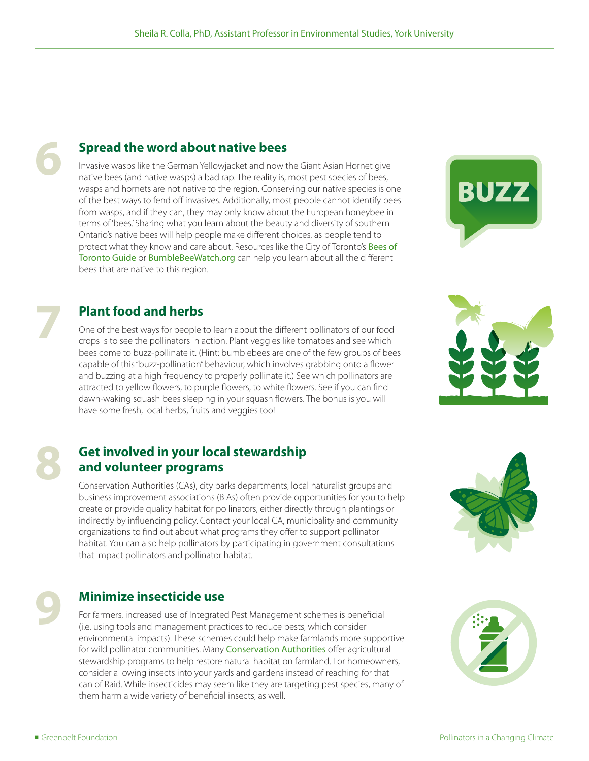## 6 Spread the word about native bees

Invasive wasps like the German Yellowjacket and now the Giant Asian Hornet give native bees (and native wasps) a bad rap. The reality is, most pest species of bees, wasps and hornets are not native to the region. Conserving our native species is one of the best ways to fend off invasives. Additionally, most people cannot identify bees from wasps, and if they can, they may only know about the European honeybee in terms of 'bees.' Sharing what you learn about the beauty and diversity of southern Ontario's native bees will help people make different choices, as people tend to protect what they know and care about. Resources like the City of Toronto's Bees of Toronto Guide or BumbleBeeWatch.org can help you learn about all the different bees that are native to this region.

## 7 Plant food and herbs

One of the best ways for people to learn about the different pollinators of our food crops is to see the pollinators in action. Plant veggies like tomatoes and see which bees come to buzz-pollinate it. (Hint: bumblebees are one of the few groups of bees capable of this "buzz-pollination" behaviour, which involves grabbing onto a flower and buzzing at a high frequency to properly pollinate it.) See which pollinators are attracted to yellow flowers, to purple flowers, to white flowers. See if you can find dawn-waking squash bees sleeping in your squash flowers. The bonus is you will have some fresh, local herbs, fruits and veggies too!

## 8 Get involved in your local stewardship and volunteer programs

Conservation Authorities (CAs), city parks departments, local naturalist groups and business improvement associations (BIAs) often provide opportunities for you to help create or provide quality habitat for pollinators, either directly through plantings or indirectly by influencing policy. Contact your local CA, municipality and community organizations to find out about what programs they offer to support pollinator habitat. You can also help pollinators by participating in government consultations that impact pollinators and pollinator habitat.

## 9 Minimize insecticide use

For farmers, increased use of Integrated Pest Management schemes is beneficial (i.e. using tools and management practices to reduce pests, which consider environmental impacts). These schemes could help make farmlands more supportive for wild pollinator communities. Many Conservation Authorities offer agricultural stewardship programs to help restore natural habitat on farmland. For homeowners, consider allowing insects into your yards and gardens instead of reaching for that can of Raid. While insecticides may seem like they are targeting pest species, many of them harm a wide variety of beneficial insects, as well.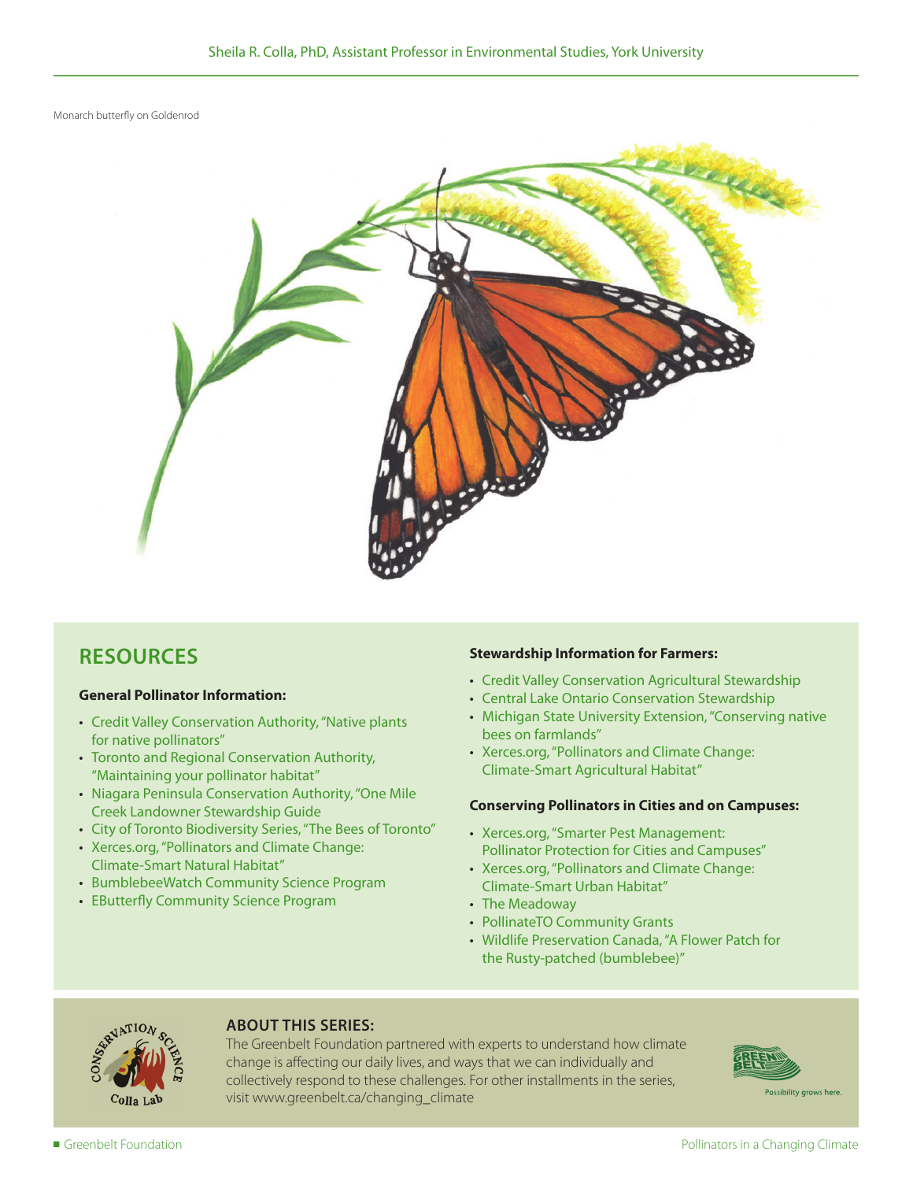Sheila R. Colla, PhD, Assistant Professor in Environmental Studies, York University

Monarch butterfly on Goldenrod

## RESOURCES

**General Pollinator Information:**

- Credit Valley Conservation Authority, "Native plants for native pollinators"
- Toronto and Regional Conservation Authority, "Maintaining your pollinator habitat"
- Niagara Peninsula Conservation Authority, "One Mile Creek Landowner Stewardship Guide
- City of Toronto Biodiversity Series, "The Bees of Toronto"
- Xerces.org, "Pollinators and Climate Change: Climate-Smart Natural Habitat"
- BumblebeeWatch Community Science Program
- EButterfly Community Science Program

**Stewardship Information for Farmers:**

- Credit Valley Conservation Agricultural Stewardship
- Central Lake Ontario Conservation Stewardship
- Michigan State University Extension, "Conserving native bees on farmlands"
- Xerces.org, "Pollinators and Climate Change: Climate-Smart Agricultural Habitat"

**Conserving Pollinators in Cities and on Campuses:**

- Xerces.org, "Smarter Pest Management: Pollinator Protection for Cities and Campuses"
- Xerces.org, "Pollinators and Climate Change: Climate-Smart Urban Habitat"
- The Meadoway
- PollinateTO Community Grants
- Wildlife Preservation Canada, "A Flower Patch for the Rusty-patched (bumblebee)"

Conservation Science Colla Lab

### ABOUT THIS SERIES:

The Greenbelt Foundation partnered with experts to understand how climate change is affecting our daily lives, and ways that we can individually and collectively respond to these challenges. For other installments in the series, visit www.greenbelt.ca/changing_climate

Greenbelt. Possibility grows here.